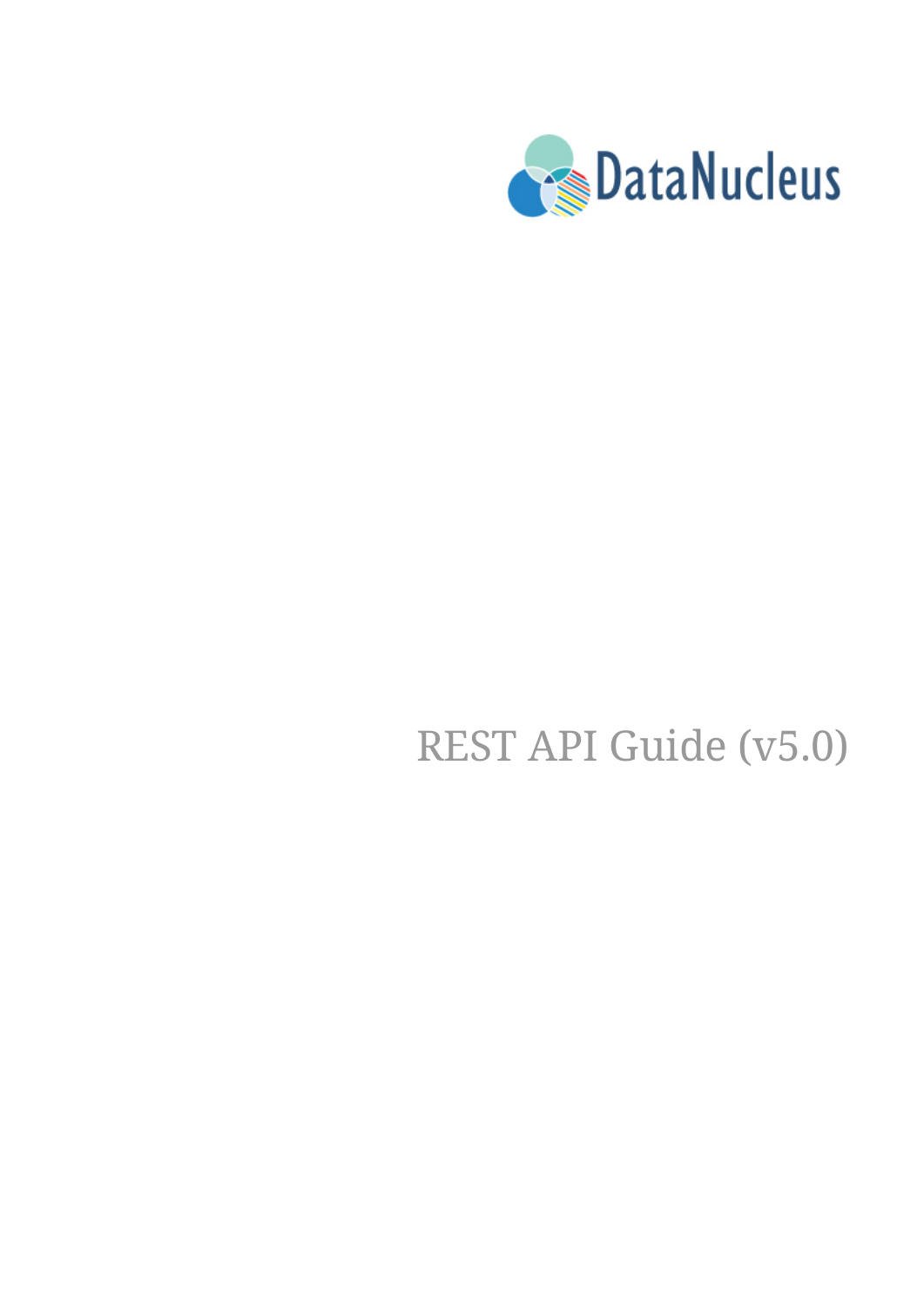DataNucleus

# REST API Guide (v5.0)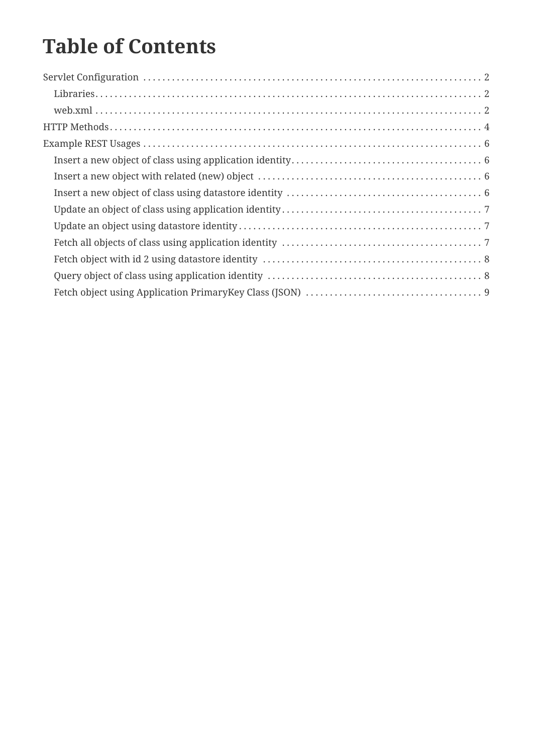# Table of Contents

- Servlet Configuration . . . . . 2
  - Libraries . . . . . 2
  - web.xml . . . . . 2
- HTTP Methods . . . . . 4
- Example REST Usages . . . . . 6
  - Insert a new object of class using application identity . . . . . 6
  - Insert a new object with related (new) object . . . . . 6
  - Insert a new object of class using datastore identity . . . . . 6
  - Update an object of class using application identity . . . . . 7
  - Update an object using datastore identity . . . . . 7
  - Fetch all objects of class using application identity . . . . . 7
  - Fetch object with id 2 using datastore identity . . . . . 8
  - Query object of class using application identity . . . . . 8
  - Fetch object using Application PrimaryKey Class (JSON) . . . . . 9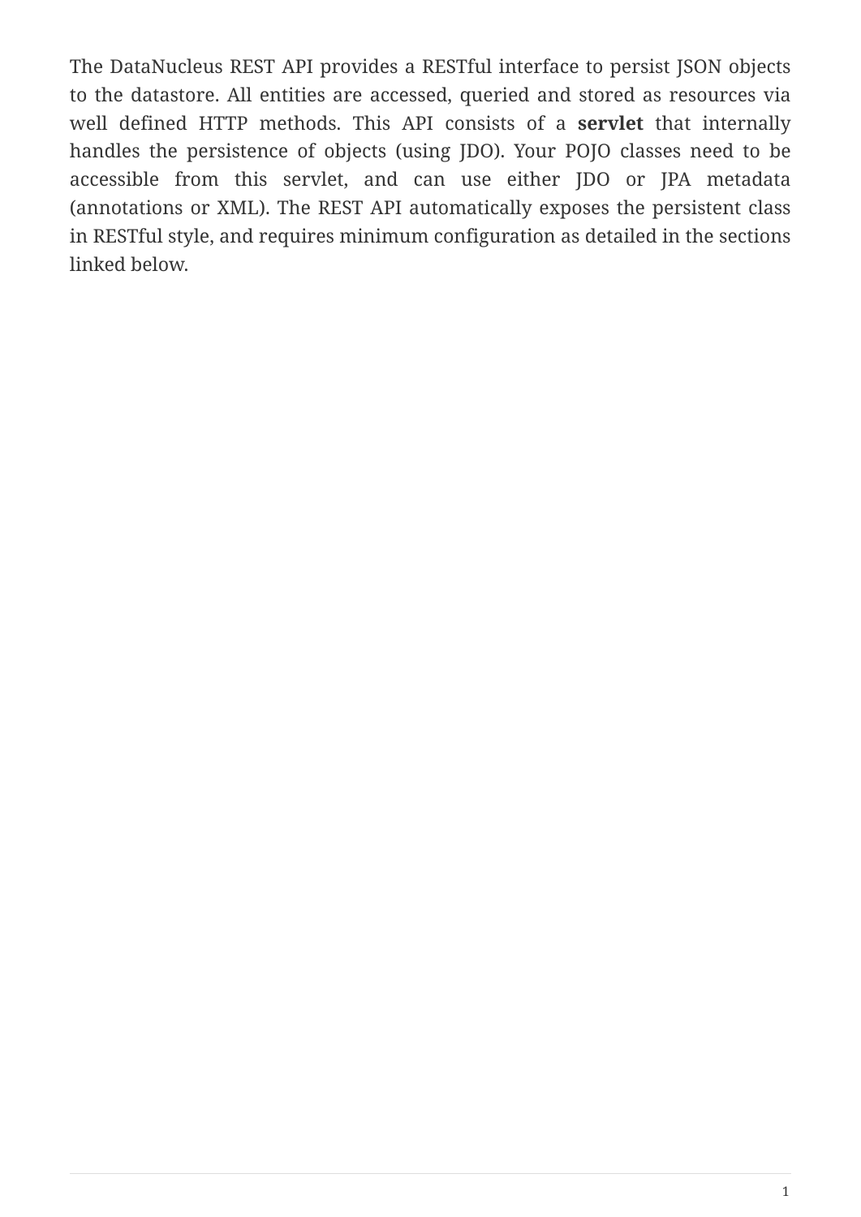The DataNucleus REST API provides a RESTful interface to persist JSON objects to the datastore. All entities are accessed, queried and stored as resources via well defined HTTP methods. This API consists of a **servlet** that internally handles the persistence of objects (using JDO). Your POJO classes need to be accessible from this servlet, and can use either JDO or JPA metadata (annotations or XML). The REST API automatically exposes the persistent class in RESTful style, and requires minimum configuration as detailed in the sections linked below.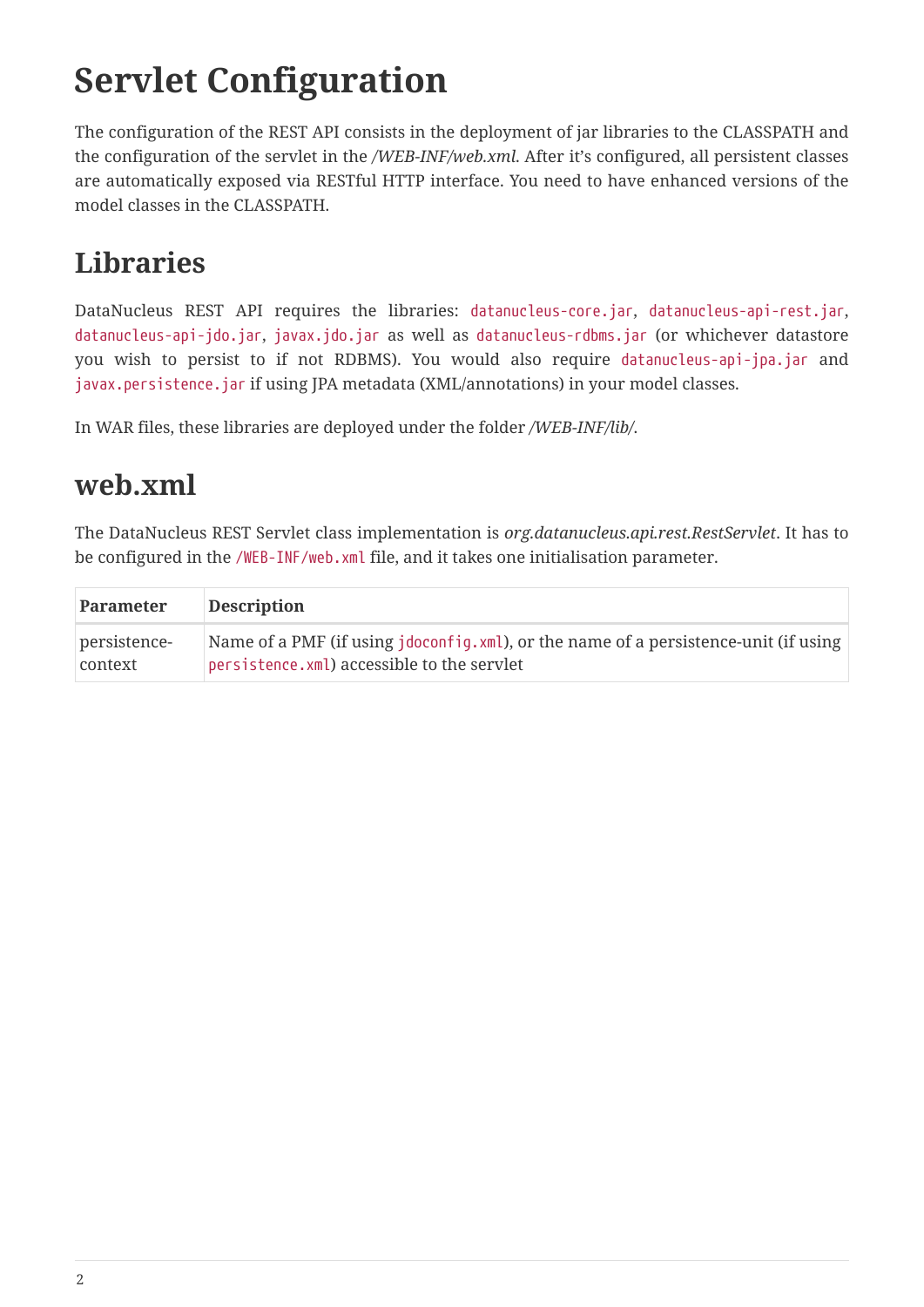# Servlet Configuration

The configuration of the REST API consists in the deployment of jar libraries to the CLASSPATH and the configuration of the servlet in the */WEB-INF/web.xml*. After it's configured, all persistent classes are automatically exposed via RESTful HTTP interface. You need to have enhanced versions of the model classes in the CLASSPATH.

## Libraries

DataNucleus REST API requires the libraries: `datanucleus-core.jar`, `datanucleus-api-rest.jar`, `datanucleus-api-jdo.jar`, `javax.jdo.jar` as well as `datanucleus-rdbms.jar` (or whichever datastore you wish to persist to if not RDBMS). You would also require `datanucleus-api-jpa.jar` and `javax.persistence.jar` if using JPA metadata (XML/annotations) in your model classes.

In WAR files, these libraries are deployed under the folder */WEB-INF/lib/*.

## web.xml

The DataNucleus REST Servlet class implementation is *org.datanucleus.api.rest.RestServlet*. It has to be configured in the `/WEB-INF/web.xml` file, and it takes one initialisation parameter.

| Parameter | Description |
| --- | --- |
| persistence-context | Name of a PMF (if using `jdoconfig.xml`), or the name of a persistence-unit (if using `persistence.xml`) accessible to the servlet |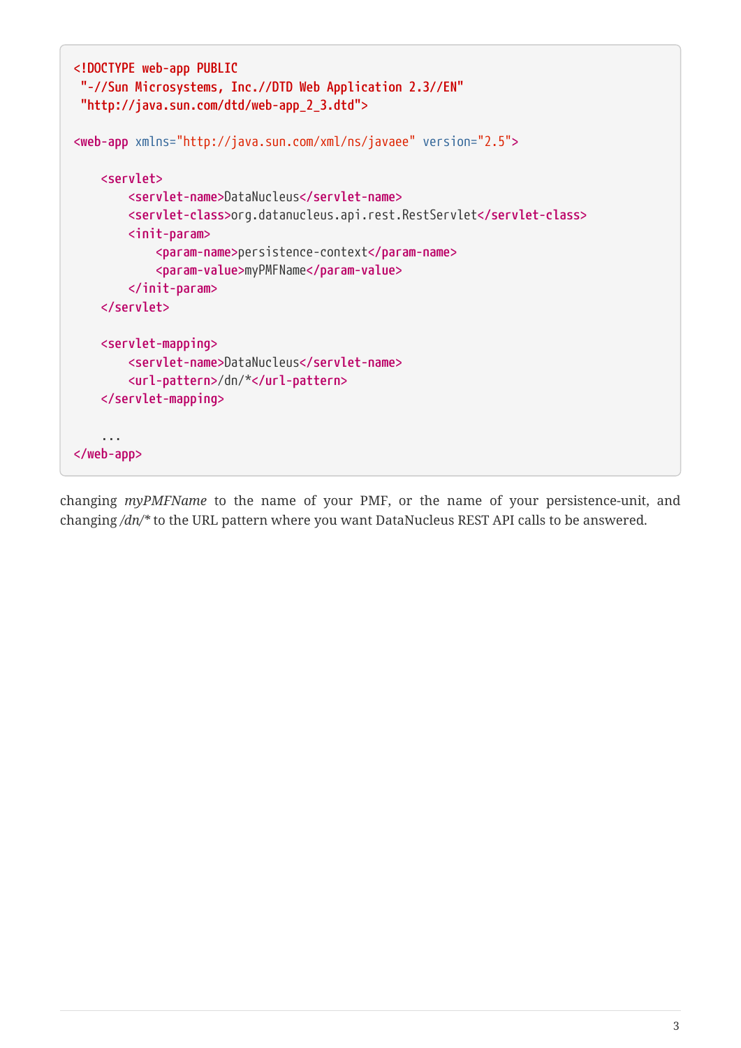```xml
<!DOCTYPE web-app PUBLIC
 "-//Sun Microsystems, Inc.//DTD Web Application 2.3//EN"
 "http://java.sun.com/dtd/web-app_2_3.dtd">

<web-app xmlns="http://java.sun.com/xml/ns/javaee" version="2.5">

    <servlet>
        <servlet-name>DataNucleus</servlet-name>
        <servlet-class>org.datanucleus.api.rest.RestServlet</servlet-class>
        <init-param>
            <param-name>persistence-context</param-name>
            <param-value>myPMFName</param-value>
        </init-param>
    </servlet>

    <servlet-mapping>
        <servlet-name>DataNucleus</servlet-name>
        <url-pattern>/dn/*</url-pattern>
    </servlet-mapping>

    ...
</web-app>
```

changing *myPMFName* to the name of your PMF, or the name of your persistence-unit, and changing */dn/** to the URL pattern where you want DataNucleus REST API calls to be answered.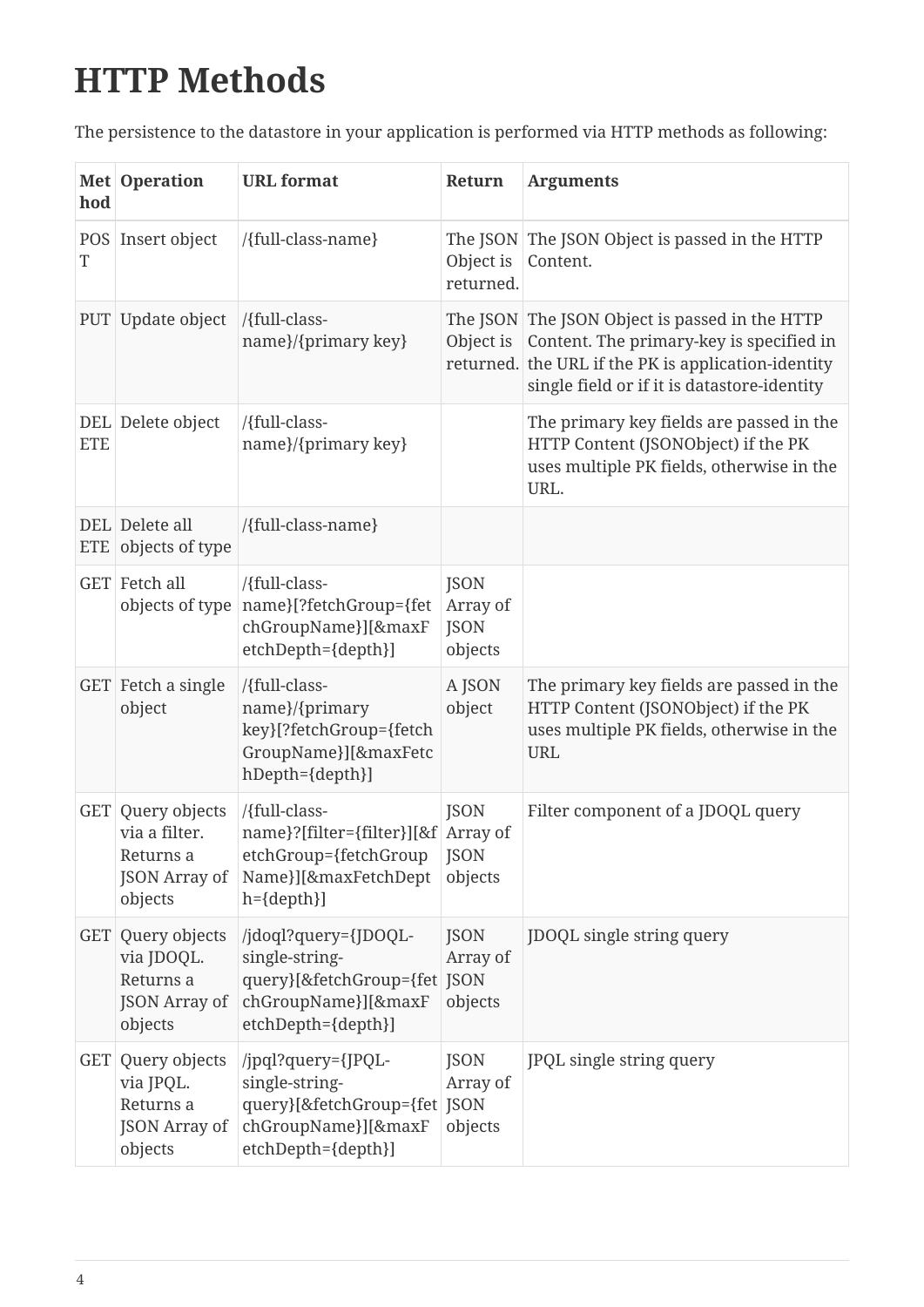# HTTP Methods

The persistence to the datastore in your application is performed via HTTP methods as following:

| Method | Operation | URL format | Return | Arguments |
| --- | --- | --- | --- | --- |
| POST | Insert object | /{full-class-name} | The JSON Object is returned. | The JSON Object is passed in the HTTP Content. |
| PUT | Update object | /{full-class-name}/{primary key} | The JSON Object is returned. | The JSON Object is passed in the HTTP Content. The primary-key is specified in the URL if the PK is application-identity single field or if it is datastore-identity |
| DELETE | Delete object | /{full-class-name}/{primary key} | | The primary key fields are passed in the HTTP Content (JSONObject) if the PK uses multiple PK fields, otherwise in the URL. |
| DELETE | Delete all objects of type | /{full-class-name} | | |
| GET | Fetch all objects of type | /{full-class-name}[?fetchGroup={fetchGroupName}][&maxFetchDepth={depth}] | JSON Array of JSON objects | |
| GET | Fetch a single object | /{full-class-name}/{primary key}[?fetchGroup={fetchGroupName}][&maxFetchDepth={depth}] | A JSON object | The primary key fields are passed in the HTTP Content (JSONObject) if the PK uses multiple PK fields, otherwise in the URL |
| GET | Query objects via a filter. Returns a JSON Array of objects | /{full-class-name}?[filter={filter}][&fetchGroup={fetchGroupName}][&maxFetchDepth={depth}] | JSON Array of JSON objects | Filter component of a JDOQL query |
| GET | Query objects via JDOQL. Returns a JSON Array of objects | /jdoql?query={JDOQL-single-string-query}[&fetchGroup={fetchGroupName}][&maxFetchDepth={depth}] | JSON Array of JSON objects | JDOQL single string query |
| GET | Query objects via JPQL. Returns a JSON Array of objects | /jpql?query={JPQL-single-string-query}[&fetchGroup={fetchGroupName}][&maxFetchDepth={depth}] | JSON Array of JSON objects | JPQL single string query |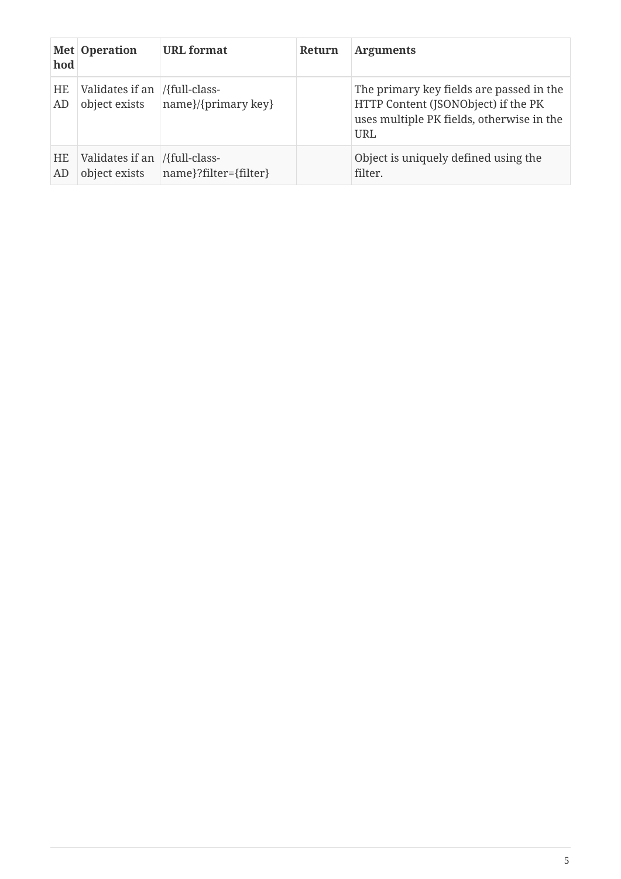| Method | Operation | URL format | Return | Arguments |
| --- | --- | --- | --- | --- |
| HEAD | Validates if an object exists | /{full-class-name}/{primary key} | | The primary key fields are passed in the HTTP Content (JSONObject) if the PK uses multiple PK fields, otherwise in the URL |
| HEAD | Validates if an object exists | /{full-class-name}?filter={filter} | | Object is uniquely defined using the filter. |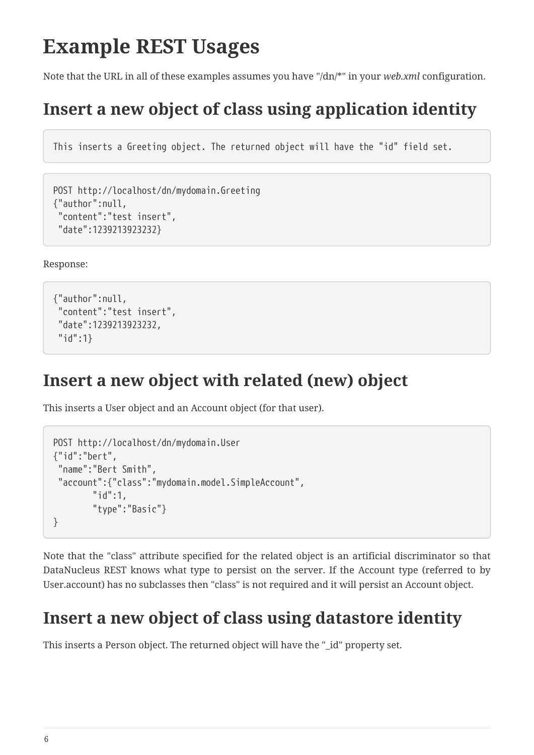# Example REST Usages

Note that the URL in all of these examples assumes you have "/dn/*" in your *web.xml* configuration.

## Insert a new object of class using application identity

```
This inserts a Greeting object. The returned object will have the "id" field set.
```

```
POST http://localhost/dn/mydomain.Greeting
{"author":null,
 "content":"test insert",
 "date":1239213923232}
```

Response:

```
{"author":null,
 "content":"test insert",
 "date":1239213923232,
 "id":1}
```

## Insert a new object with related (new) object

This inserts a User object and an Account object (for that user).

```
POST http://localhost/dn/mydomain.User
{"id":"bert",
 "name":"Bert Smith",
 "account":{"class":"mydomain.model.SimpleAccount",
        "id":1,
        "type":"Basic"}
}
```

Note that the "class" attribute specified for the related object is an artificial discriminator so that DataNucleus REST knows what type to persist on the server. If the Account type (referred to by User.account) has no subclasses then "class" is not required and it will persist an Account object.

## Insert a new object of class using datastore identity

This inserts a Person object. The returned object will have the "_id" property set.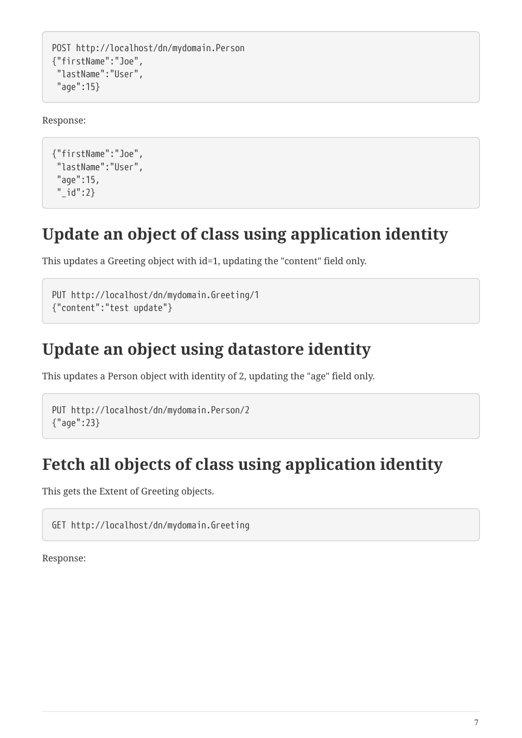```
POST http://localhost/dn/mydomain.Person
{"firstName":"Joe",
 "lastName":"User",
 "age":15}
```

Response:

```
{"firstName":"Joe",
 "lastName":"User",
 "age":15,
 "_id":2}
```

## Update an object of class using application identity

This updates a Greeting object with id=1, updating the "content" field only.

```
PUT http://localhost/dn/mydomain.Greeting/1
{"content":"test update"}
```

## Update an object using datastore identity

This updates a Person object with identity of 2, updating the "age" field only.

```
PUT http://localhost/dn/mydomain.Person/2
{"age":23}
```

## Fetch all objects of class using application identity

This gets the Extent of Greeting objects.

```
GET http://localhost/dn/mydomain.Greeting
```

Response: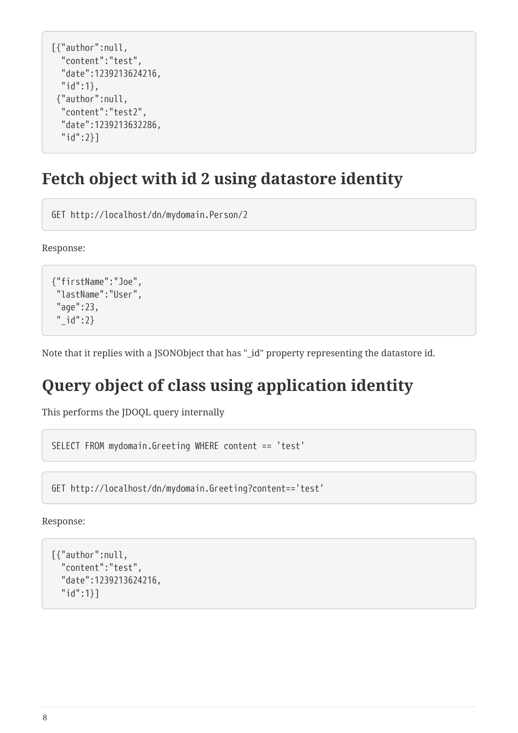```
[{"author":null,
  "content":"test",
  "date":1239213624216,
  "id":1},
 {"author":null,
  "content":"test2",
  "date":1239213632286,
  "id":2}]
```

## Fetch object with id 2 using datastore identity

```
GET http://localhost/dn/mydomain.Person/2
```

Response:

```
{"firstName":"Joe",
 "lastName":"User",
 "age":23,
 "_id":2}
```

Note that it replies with a JSONObject that has "_id" property representing the datastore id.

## Query object of class using application identity

This performs the JDOQL query internally

```
SELECT FROM mydomain.Greeting WHERE content == 'test'
```

```
GET http://localhost/dn/mydomain.Greeting?content=='test'
```

Response:

```
[{"author":null,
  "content":"test",
  "date":1239213624216,
  "id":1}]
```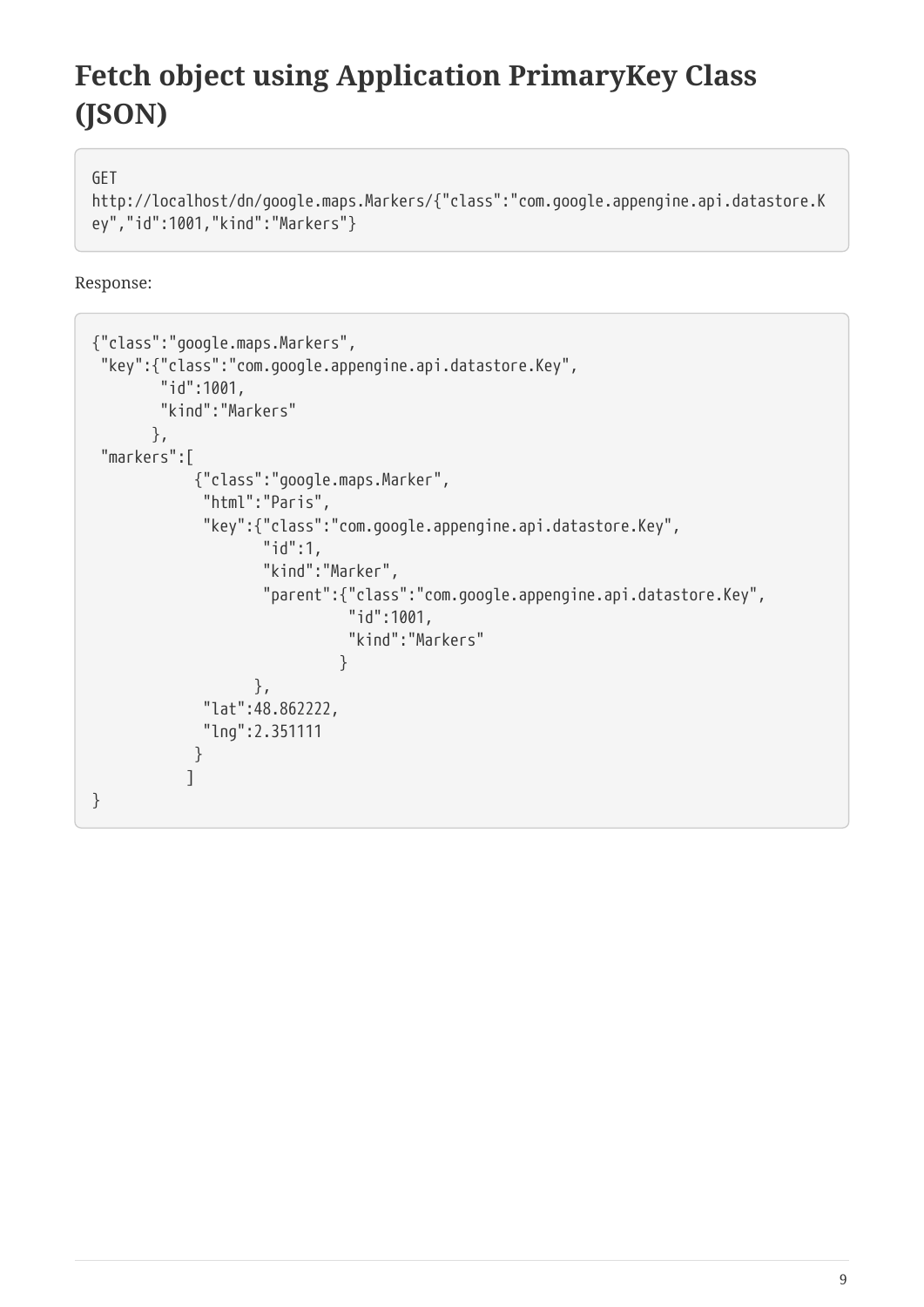# Fetch object using Application PrimaryKey Class (JSON)

```
GET
http://localhost/dn/google.maps.Markers/{"class":"com.google.appengine.api.datastore.Key","id":1001,"kind":"Markers"}
```

Response:

```
{"class":"google.maps.Markers",
 "key":{"class":"com.google.appengine.api.datastore.Key",
        "id":1001,
        "kind":"Markers"
       },
 "markers":[
           {"class":"google.maps.Marker",
            "html":"Paris",
            "key":{"class":"com.google.appengine.api.datastore.Key",
                   "id":1,
                   "kind":"Marker",
                   "parent":{"class":"com.google.appengine.api.datastore.Key",
                            "id":1001,
                            "kind":"Markers"
                           }
                  },
            "lat":48.862222,
            "lng":2.351111
           }
          ]
}
```